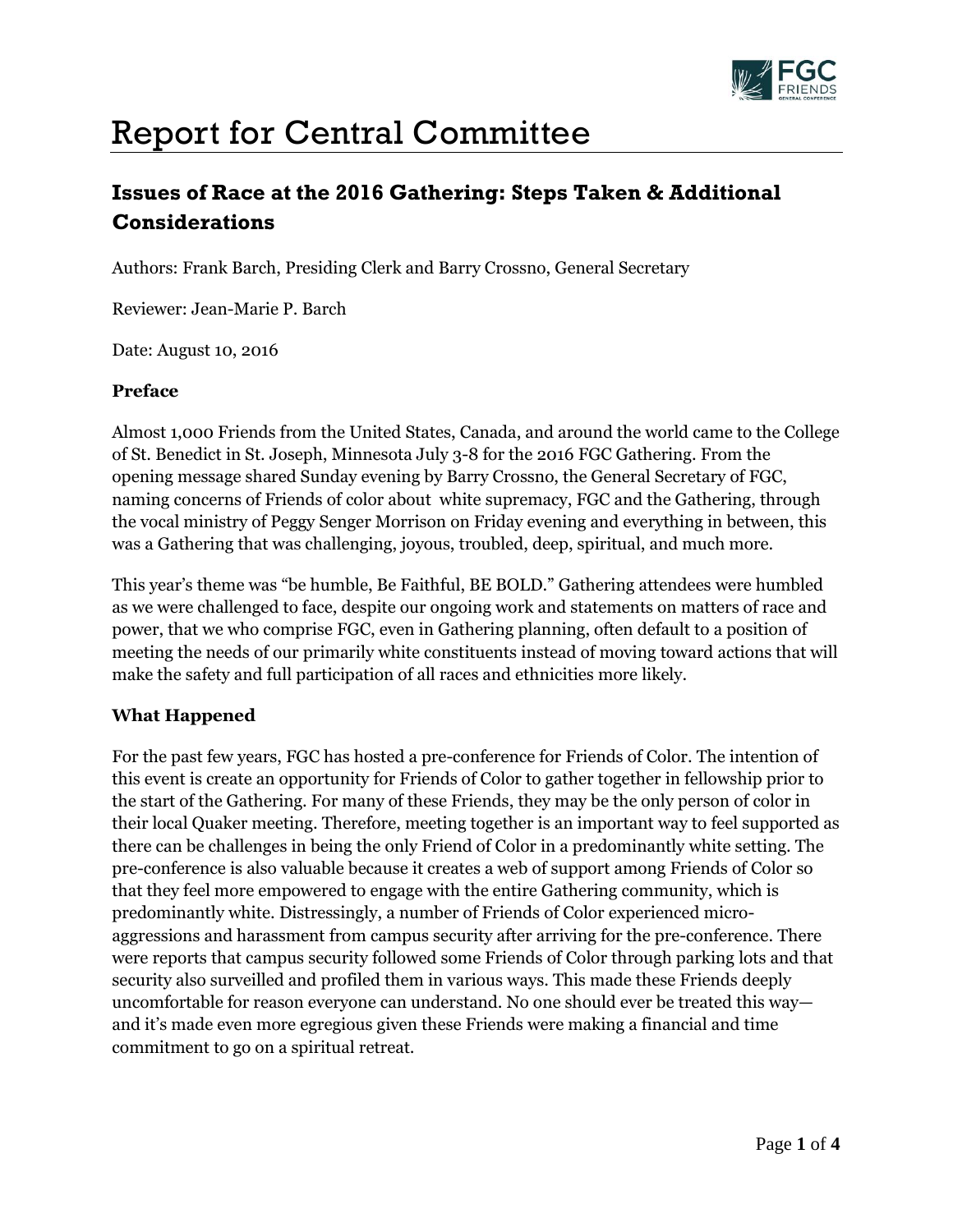# Report for Central Committee

## Issues of Race at the 2016 Gathering: Steps Taken & Additional Considerations

Authors: Frank Barch, Presiding Clerk and Barry Crossno, General Secretary

Reviewer: Jean-Marie P. Barch

Date: August 10, 2016

### Preface

Almost 1,000 Friends from the United States, Canada, and around the world came to the College of St. Benedict in St. Joseph, Minnesota July 3-8 for the 2016 FGC Gathering. From the opening message shared Sunday evening by Barry Crossno, the General Secretary of FGC, naming concerns of Friends of color about white supremacy, FGC and the Gathering, through the vocal ministry of Peggy Senger Morrison on Friday evening and everything in between, this was a Gathering that was challenging, joyous, troubled, deep, spiritual, and much more.

This year's theme was "be humble, Be Faithful, BE BOLD." Gathering attendees were humbled as we were challenged to face, despite our ongoing work and statements on matters of race and power, that we who comprise FGC, even in Gathering planning, often default to a position of meeting the needs of our primarily white constituents instead of moving toward actions that will make the safety and full participation of all races and ethnicities more likely.

### What Happened

For the past few years, FGC has hosted a pre-conference for Friends of Color. The intention of this event is create an opportunity for Friends of Color to gather together in fellowship prior to the start of the Gathering. For many of these Friends, they may be the only person of color in their local Quaker meeting. Therefore, meeting together is an important way to feel supported as there can be challenges in being the only Friend of Color in a predominantly white setting. The pre-conference is also valuable because it creates a web of support among Friends of Color so that they feel more empowered to engage with the entire Gathering community, which is predominantly white. Distressingly, a number of Friends of Color experienced micro-aggressions and harassment from campus security after arriving for the pre-conference. There were reports that campus security followed some Friends of Color through parking lots and that security also surveilled and profiled them in various ways. This made these Friends deeply uncomfortable for reason everyone can understand. No one should ever be treated this way—and it's made even more egregious given these Friends were making a financial and time commitment to go on a spiritual retreat.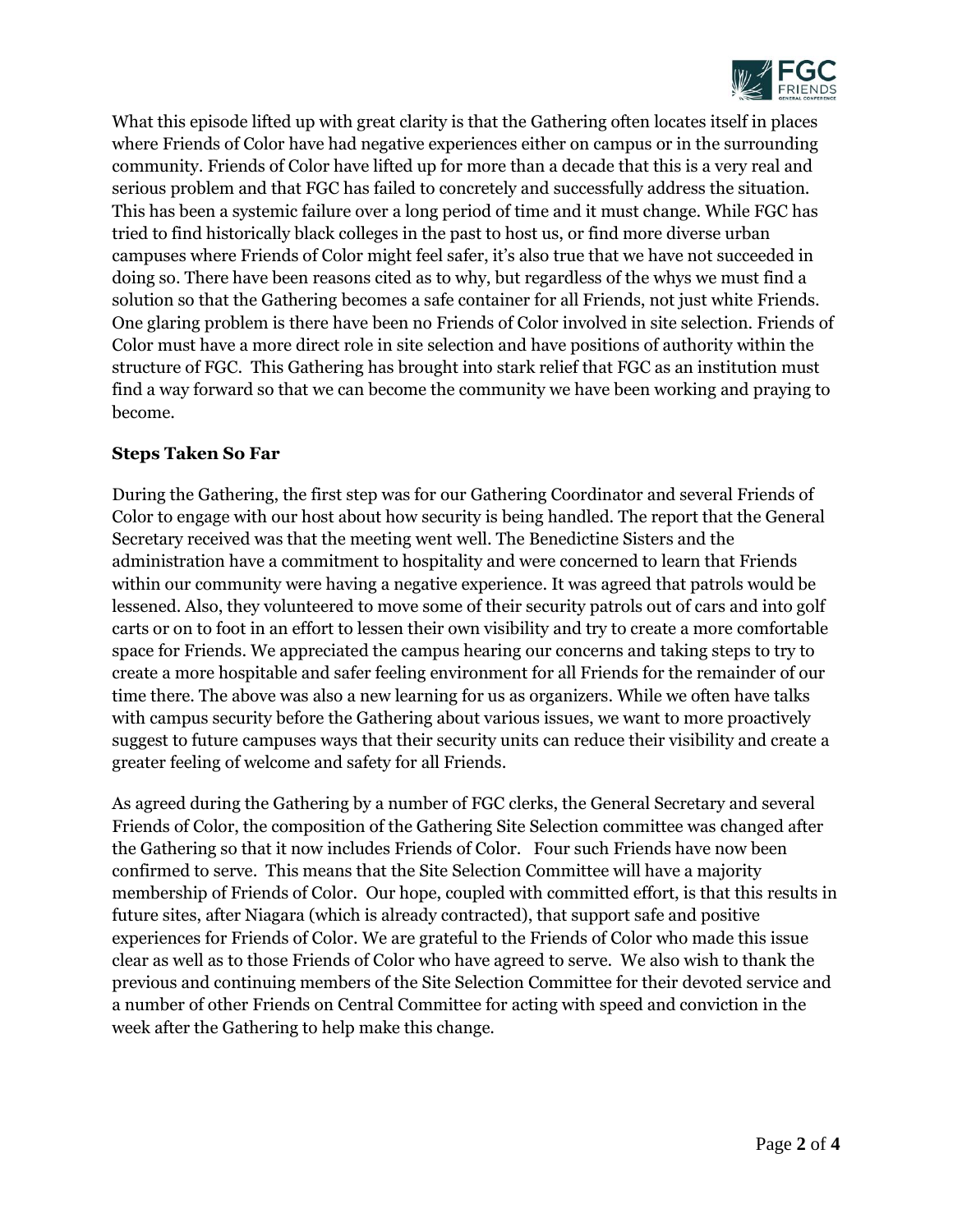What this episode lifted up with great clarity is that the Gathering often locates itself in places where Friends of Color have had negative experiences either on campus or in the surrounding community. Friends of Color have lifted up for more than a decade that this is a very real and serious problem and that FGC has failed to concretely and successfully address the situation. This has been a systemic failure over a long period of time and it must change. While FGC has tried to find historically black colleges in the past to host us, or find more diverse urban campuses where Friends of Color might feel safer, it's also true that we have not succeeded in doing so. There have been reasons cited as to why, but regardless of the whys we must find a solution so that the Gathering becomes a safe container for all Friends, not just white Friends. One glaring problem is there have been no Friends of Color involved in site selection. Friends of Color must have a more direct role in site selection and have positions of authority within the structure of FGC. This Gathering has brought into stark relief that FGC as an institution must find a way forward so that we can become the community we have been working and praying to become.

**Steps Taken So Far**

During the Gathering, the first step was for our Gathering Coordinator and several Friends of Color to engage with our host about how security is being handled. The report that the General Secretary received was that the meeting went well. The Benedictine Sisters and the administration have a commitment to hospitality and were concerned to learn that Friends within our community were having a negative experience. It was agreed that patrols would be lessened. Also, they volunteered to move some of their security patrols out of cars and into golf carts or on to foot in an effort to lessen their own visibility and try to create a more comfortable space for Friends. We appreciated the campus hearing our concerns and taking steps to try to create a more hospitable and safer feeling environment for all Friends for the remainder of our time there. The above was also a new learning for us as organizers. While we often have talks with campus security before the Gathering about various issues, we want to more proactively suggest to future campuses ways that their security units can reduce their visibility and create a greater feeling of welcome and safety for all Friends.

As agreed during the Gathering by a number of FGC clerks, the General Secretary and several Friends of Color, the composition of the Gathering Site Selection committee was changed after the Gathering so that it now includes Friends of Color. Four such Friends have now been confirmed to serve. This means that the Site Selection Committee will have a majority membership of Friends of Color. Our hope, coupled with committed effort, is that this results in future sites, after Niagara (which is already contracted), that support safe and positive experiences for Friends of Color. We are grateful to the Friends of Color who made this issue clear as well as to those Friends of Color who have agreed to serve. We also wish to thank the previous and continuing members of the Site Selection Committee for their devoted service and a number of other Friends on Central Committee for acting with speed and conviction in the week after the Gathering to help make this change.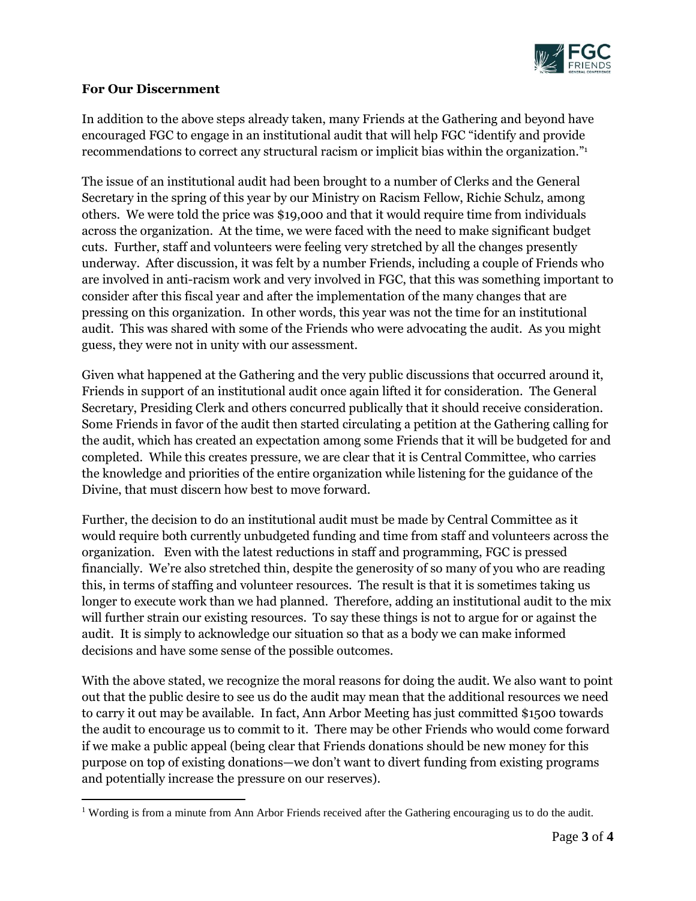**For Our Discernment**

In addition to the above steps already taken, many Friends at the Gathering and beyond have encouraged FGC to engage in an institutional audit that will help FGC "identify and provide recommendations to correct any structural racism or implicit bias within the organization."[1]

The issue of an institutional audit had been brought to a number of Clerks and the General Secretary in the spring of this year by our Ministry on Racism Fellow, Richie Schulz, among others. We were told the price was $19,000 and that it would require time from individuals across the organization. At the time, we were faced with the need to make significant budget cuts. Further, staff and volunteers were feeling very stretched by all the changes presently underway. After discussion, it was felt by a number Friends, including a couple of Friends who are involved in anti-racism work and very involved in FGC, that this was something important to consider after this fiscal year and after the implementation of the many changes that are pressing on this organization. In other words, this year was not the time for an institutional audit. This was shared with some of the Friends who were advocating the audit. As you might guess, they were not in unity with our assessment.

Given what happened at the Gathering and the very public discussions that occurred around it, Friends in support of an institutional audit once again lifted it for consideration. The General Secretary, Presiding Clerk and others concurred publically that it should receive consideration. Some Friends in favor of the audit then started circulating a petition at the Gathering calling for the audit, which has created an expectation among some Friends that it will be budgeted for and completed. While this creates pressure, we are clear that it is Central Committee, who carries the knowledge and priorities of the entire organization while listening for the guidance of the Divine, that must discern how best to move forward.

Further, the decision to do an institutional audit must be made by Central Committee as it would require both currently unbudgeted funding and time from staff and volunteers across the organization. Even with the latest reductions in staff and programming, FGC is pressed financially. We're also stretched thin, despite the generosity of so many of you who are reading this, in terms of staffing and volunteer resources. The result is that it is sometimes taking us longer to execute work than we had planned. Therefore, adding an institutional audit to the mix will further strain our existing resources. To say these things is not to argue for or against the audit. It is simply to acknowledge our situation so that as a body we can make informed decisions and have some sense of the possible outcomes.

With the above stated, we recognize the moral reasons for doing the audit. We also want to point out that the public desire to see us do the audit may mean that the additional resources we need to carry it out may be available. In fact, Ann Arbor Meeting has just committed $1500 towards the audit to encourage us to commit to it. There may be other Friends who would come forward if we make a public appeal (being clear that Friends donations should be new money for this purpose on top of existing donations—we don't want to divert funding from existing programs and potentially increase the pressure on our reserves).

---

[1] Wording is from a minute from Ann Arbor Friends received after the Gathering encouraging us to do the audit.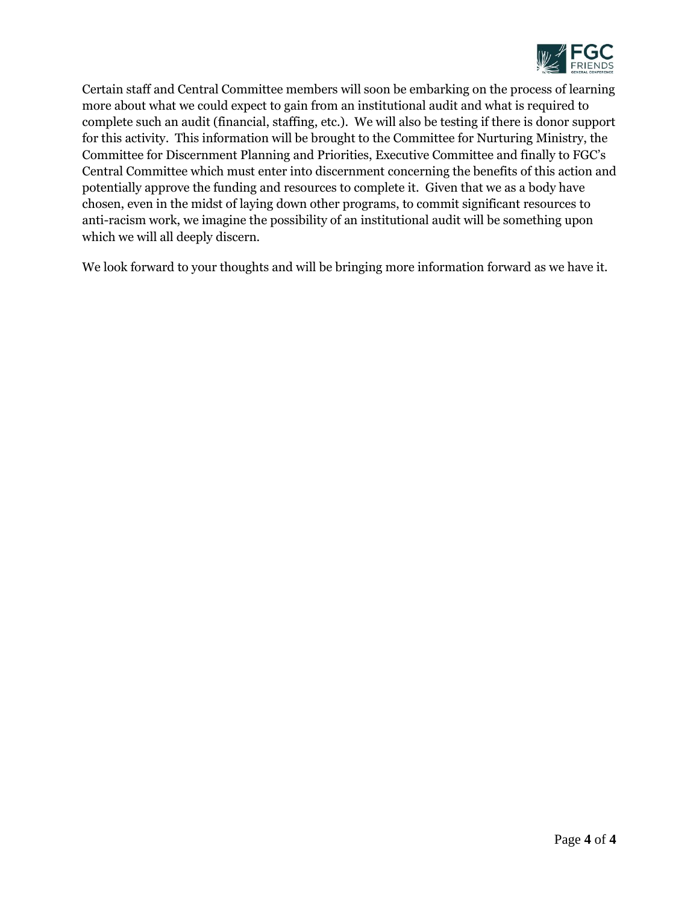Certain staff and Central Committee members will soon be embarking on the process of learning more about what we could expect to gain from an institutional audit and what is required to complete such an audit (financial, staffing, etc.). We will also be testing if there is donor support for this activity. This information will be brought to the Committee for Nurturing Ministry, the Committee for Discernment Planning and Priorities, Executive Committee and finally to FGC's Central Committee which must enter into discernment concerning the benefits of this action and potentially approve the funding and resources to complete it. Given that we as a body have chosen, even in the midst of laying down other programs, to commit significant resources to anti-racism work, we imagine the possibility of an institutional audit will be something upon which we will all deeply discern.

We look forward to your thoughts and will be bringing more information forward as we have it.